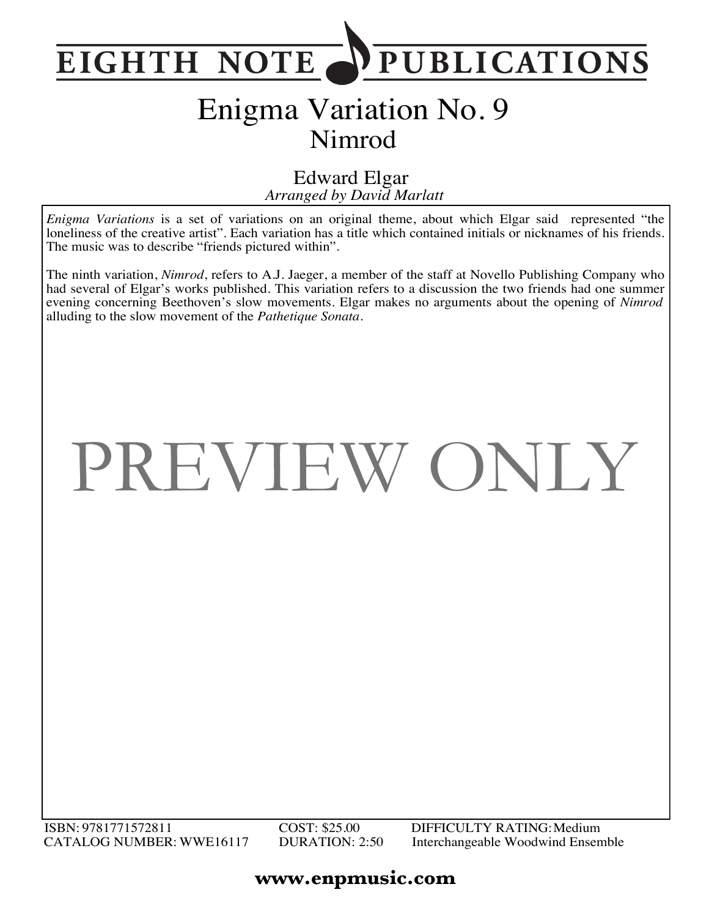# EIGHTH NOTE PUBLICATIONS

# Enigma Variation No. 9

## Nimrod

Edward Elgar

*Arranged by David Marlatt*

*Enigma Variations* is a set of variations on an original theme, about which Elgar said represented "the loneliness of the creative artist". Each variation has a title which contained initials or nicknames of his friends. The music was to describe "friends pictured within".

The ninth variation, *Nimrod*, refers to A.J. Jaeger, a member of the staff at Novello Publishing Company who had several of Elgar's works published. This variation refers to a discussion the two friends had one summer evening concerning Beethoven's slow movements. Elgar makes no arguments about the opening of *Nimrod* alluding to the slow movement of the *Pathetique Sonata*.

PREVIEW ONLY

ISBN: 9781771572811
CATALOG NUMBER: WWE16117
COST: $25.00
DURATION: 2:50
DIFFICULTY RATING: Medium
Interchangeable Woodwind Ensemble

**www.enpmusic.com**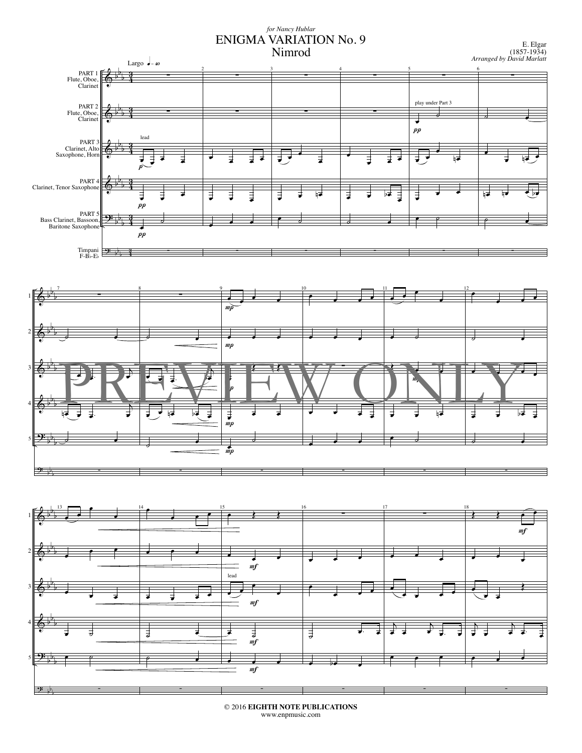*for Nancy Hublar*

# ENIGMA VARIATION No. 9
## Nimrod

E. Elgar
(1857-1934)
*Arranged by David Marlatt*

Largo ♩ = 40

PART 1 Flute, Oboe, Clarinet

PART 2 Flute, Oboe, Clarinet

PART 3 Clarinet, Alto Saxophone, Horn

PART 4 Clarinet, Tenor Saxophone

PART 5 Bass Clarinet, Bassoon, Baritone Saxophone

Timpani F-B♭-E♭

lead

*p*

*pp*

play under Part 3

*mp*

*mf*

PREVIEW ONLY

© 2016 **EIGHTH NOTE PUBLICATIONS**
www.enpmusic.com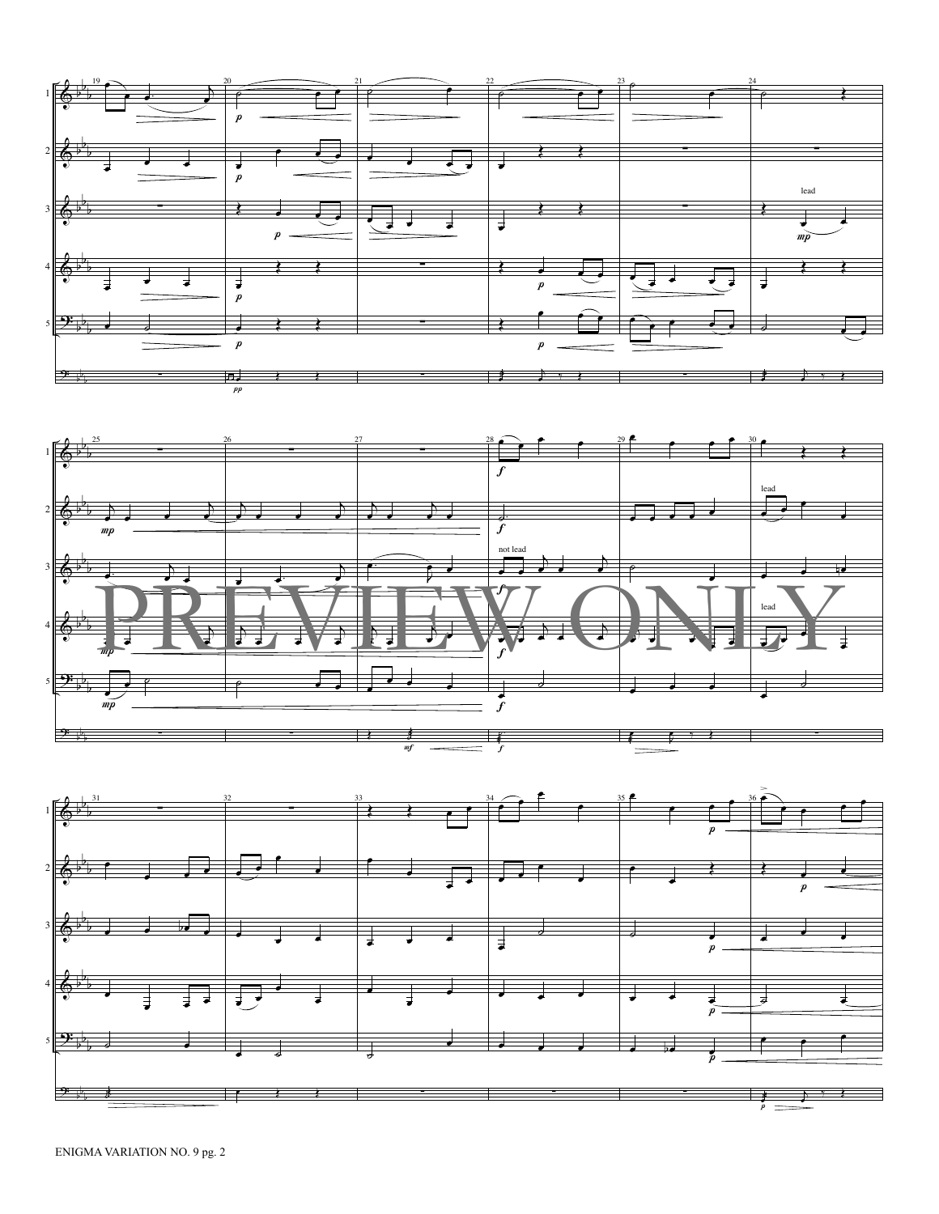PREVIEW ONLY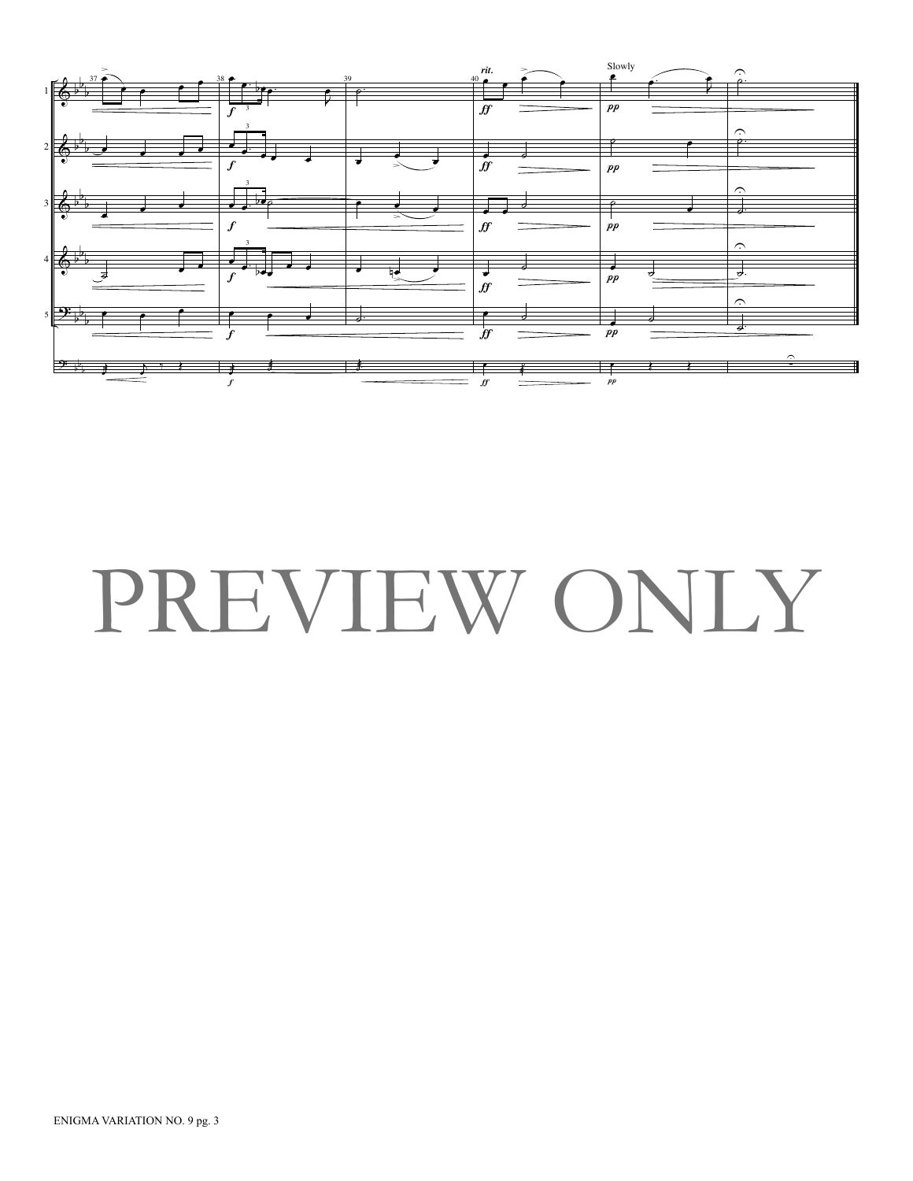PREVIEW ONLY